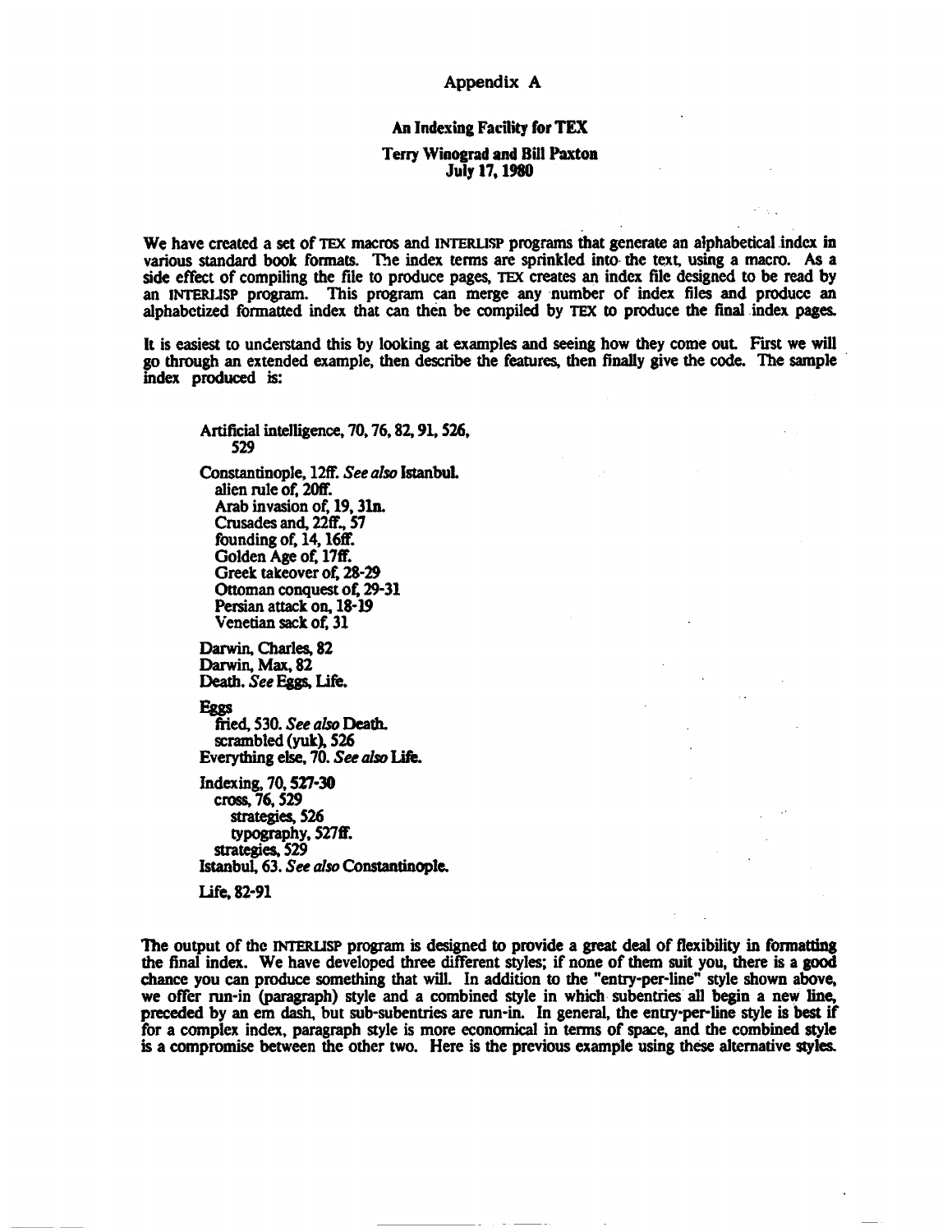# Appendix A

## An Indexing Facility for TEX

**Terry Winograd and Bill Paxton**
**July 17, 1980**

We have created a set of TEX macros and INTERLISP programs that generate an alphabetical index in various standard book formats. The index terms are sprinkled into the text, using a macro. As a side effect of compiling the file to produce pages, TEX creates an index file designed to be read by an INTERLISP program. This program can merge any number of index files and produce an alphabetized formatted index that can then be compiled by TEX to produce the final index pages.

It is easiest to understand this by looking at examples and seeing how they come out. First we will go through an extended example, then describe the features, then finally give the code. The sample index produced is:

> Artificial intelligence, 70, 76, 82, 91, 526,
>   529
>
> Constantinople, 12ff. *See also* Istanbul.
>   alien rule of, 20ff.
>   Arab invasion of, 19, 31n.
>   Crusades and, 22ff., 57
>   founding of, 14, 16ff.
>   Golden Age of, 17ff.
>   Greek takeover of, 28-29
>   Ottoman conquest of, 29-31
>   Persian attack on, 18-19
>   Venetian sack of, 31
>
> Darwin, Charles, 82
> Darwin, Max, 82
> Death. *See* Eggs, Life.
>
> Eggs
>   fried, 530. *See also* Death.
>   scrambled (yuk), 526
> Everything else, 70. *See also* Life.
>
> Indexing, 70, **527-30**
>   cross, 76, 529
>     strategies, 526
>     typography, 527ff.
>   strategies, 529
> Istanbul, 63. *See also* Constantinople.
>
> Life, 82-91

The output of the INTERLISP program is designed to provide a great deal of flexibility in formatting the final index. We have developed three different styles; if none of them suit you, there is a good chance you can produce something that will. In addition to the "entry-per-line" style shown above, we offer run-in (paragraph) style and a combined style in which subentries all begin a new line, preceded by an em dash, but sub-subentries are run-in. In general, the entry-per-line style is best if for a complex index, paragraph style is more economical in terms of space, and the combined style is a compromise between the other two. Here is the previous example using these alternative styles.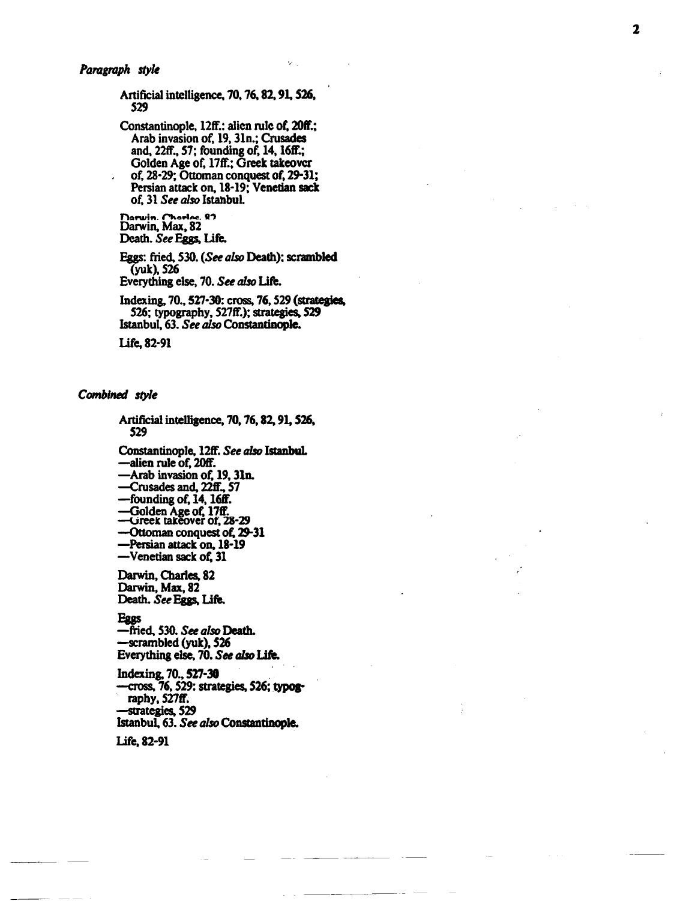*Paragraph style*

Artificial intelligence, 70, 76, 82, 91, 526, 529

Constantinople, 12ff.: alien rule of, 20ff.; Arab invasion of, 19, 31n.; Crusades and, 22ff., 57; founding of, 14, 16ff.; Golden Age of, 17ff.; Greek takeover of, 28-29; Ottoman conquest of, 29-31; Persian attack on, 18-19; Venetian sack of, 31 *See also* Istanbul.

Darwin, Charles, 82
Darwin, Max, 82
Death. *See* Eggs, Life.

Eggs: fried, 530. (*See also* Death): scrambled (yuk), 526
Everything else, 70. *See also* Life.

Indexing, 70., 527-30: cross, 76, 529 (strategies, 526; typography, 527ff.); strategies, 529
Istanbul, 63. *See also* Constantinople.

Life, 82-91

*Combined style*

Artificial intelligence, 70, 76, 82, 91, 526, 529

Constantinople, 12ff. *See also* Istanbul.
—alien rule of, 20ff.
—Arab invasion of, 19, 31n.
—Crusades and, 22ff., 57
—founding of, 14, 16ff.
—Golden Age of, 17ff.
—Greek takeover of, 28-29
—Ottoman conquest of, 29-31
—Persian attack on, 18-19
—Venetian sack of, 31

Darwin, Charles, 82
Darwin, Max, 82
Death. *See* Eggs, Life.

Eggs
—fried, 530. *See also* Death.
—scrambled (yuk), 526
Everything else, 70. *See also* Life.

Indexing, 70., 527-30
—cross, 76, 529: strategies, 526; typography, 527ff.
—strategies, 529
Istanbul, 63. *See also* Constantinople.

Life, 82-91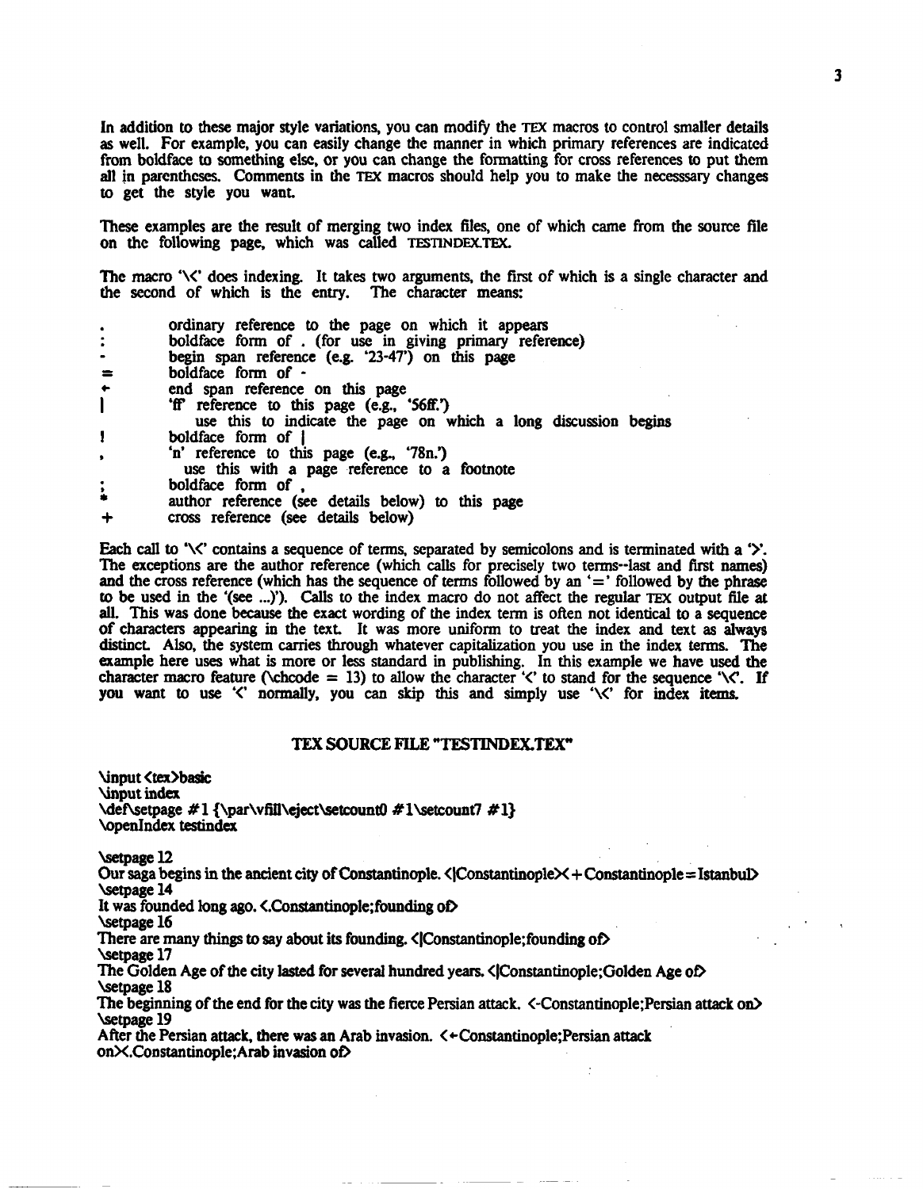In addition to these major style variations, you can modify the TEX macros to control smaller details as well. For example, you can easily change the manner in which primary references are indicated from boldface to something else, or you can change the formatting for cross references to put them all in parentheses. Comments in the TEX macros should help you to make the necesssary changes to get the style you want.

These examples are the result of merging two index files, one of which came from the source file on the following page, which was called TESTINDEX.TEX.

The macro '\<' does indexing. It takes two arguments, the first of which is a single character and the second of which is the entry. The character means:

| | |
|---|---|
| . | ordinary reference to the page on which it appears |
| : | boldface form of . (for use in giving primary reference) |
| - | begin span reference (e.g. '23-47') on this page |
| = | boldface form of - |
| ← | end span reference on this page |
| \| | 'ff' reference to this page (e.g., '56ff.')<br>use this to indicate the page on which a long discussion begins |
| ! | boldface form of \| |
| , | 'n' reference to this page (e.g., '78n.')<br>use this with a page reference to a footnote |
| ; | boldface form of , |
| * | author reference (see details below) to this page |
| + | cross reference (see details below) |

Each call to '\<' contains a sequence of terms, separated by semicolons and is terminated with a '>'. The exceptions are the author reference (which calls for precisely two terms--last and first names) and the cross reference (which has the sequence of terms followed by an '=' followed by the phrase to be used in the '(see ...)'). Calls to the index macro do not affect the regular TEX output file at all. This was done because the exact wording of the index term is often not identical to a sequence of characters appearing in the text. It was more uniform to treat the index and text as always distinct. Also, the system carries through whatever capitalization you use in the index terms. The example here uses what is more or less standard in publishing. In this example we have used the character macro feature (\chcode = 13) to allow the character '<' to stand for the sequence '\<'. If you want to use '<' normally, you can skip this and simply use '\<' for index items.

## TEX SOURCE FILE "TESTINDEX.TEX"

```
\input <tex>basic
\input index
\def\setpage #1 {\par\vfill\eject\setcount0 #1\setcount7 #1}
\openIndex testindex

\setpage 12
Our saga begins in the ancient city of Constantinople. <|Constantinople><+Constantinople=Istanbul>
\setpage 14
It was founded long ago. <.Constantinople;founding of>
\setpage 16
There are many things to say about its founding. <|Constantinople;founding of>
\setpage 17
The Golden Age of the city lasted for several hundred years. <|Constantinople;Golden Age of>
\setpage 18
The beginning of the end for the city was the fierce Persian attack. <-Constantinople;Persian attack on>
\setpage 19
After the Persian attack, there was an Arab invasion. <←Constantinople;Persian attack
on><.Constantinople;Arab invasion of>
```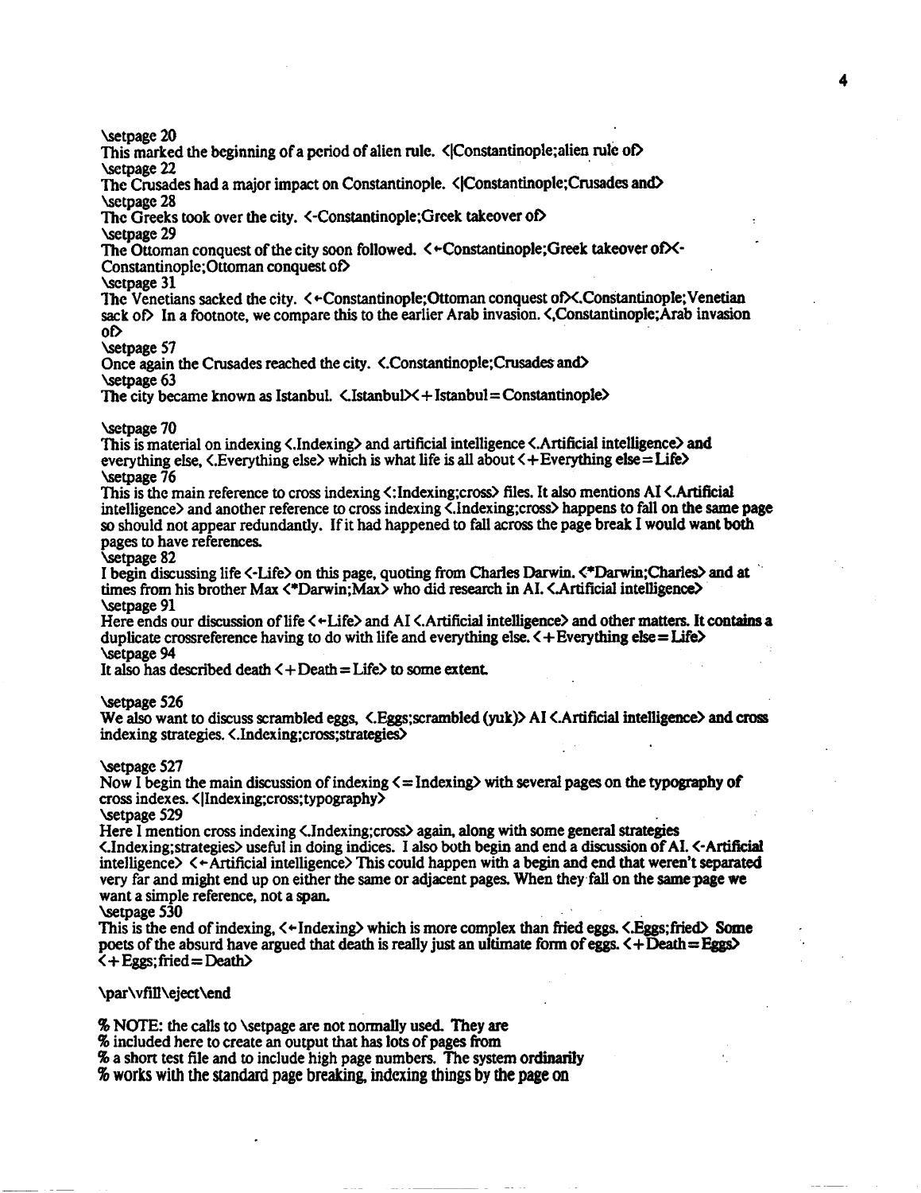\setpage 20
This marked the beginning of a period of alien rule. <|Constantinople;alien rule of>
\setpage 22
The Crusades had a major impact on Constantinople. <|Constantinople;Crusades and>
\setpage 28
The Greeks took over the city. <-Constantinople;Greek takeover of>
\setpage 29
The Ottoman conquest of the city soon followed. <←Constantinople;Greek takeover of><-Constantinople;Ottoman conquest of>
\setpage 31
The Venetians sacked the city. <←Constantinople;Ottoman conquest of><.Constantinople;Venetian sack of> In a footnote, we compare this to the earlier Arab invasion. <,Constantinople;Arab invasion of>
\setpage 57
Once again the Crusades reached the city. <.Constantinople;Crusades and>
\setpage 63
The city became known as Istanbul. <.Istanbul><+Istanbul=Constantinople>

\setpage 70
This is material on indexing <.Indexing> and artificial intelligence <.Artificial intelligence> and everything else, <.Everything else> which is what life is all about <+Everything else=Life>
\setpage 76
This is the main reference to cross indexing <:Indexing;cross> files. It also mentions AI <.Artificial intelligence> and another reference to cross indexing <.Indexing;cross> happens to fall on the same page so should not appear redundantly. If it had happened to fall across the page break I would want both pages to have references.
\setpage 82
I begin discussing life <-Life> on this page, quoting from Charles Darwin. <*Darwin;Charles> and at times from his brother Max <*Darwin;Max> who did research in AI. <.Artificial intelligence>
\setpage 91
Here ends our discussion of life <←Life> and AI <.Artificial intelligence> and other matters. It contains a duplicate crossreference having to do with life and everything else. <+Everything else=Life>
\setpage 94
It also has described death <+Death=Life> to some extent.

\setpage 526
We also want to discuss scrambled eggs, <.Eggs;scrambled (yuk)> AI <.Artificial intelligence> and cross indexing strategies. <.Indexing;cross;strategies>

\setpage 527
Now I begin the main discussion of indexing <=Indexing> with several pages on the typography of cross indexes. <|Indexing;cross;typography>
\setpage 529
Here I mention cross indexing <.Indexing;cross> again, along with some general strategies <.Indexing;strategies> useful in doing indices. I also both begin and end a discussion of AI. <-Artificial intelligence> <←Artificial intelligence> This could happen with a begin and end that weren't separated very far and might end up on either the same or adjacent pages. When they fall on the same page we want a simple reference, not a span.
\setpage 530
This is the end of indexing, <←Indexing> which is more complex than fried eggs. <.Eggs;fried> Some poets of the absurd have argued that death is really just an ultimate form of eggs. <+Death=Eggs>
<+Eggs;fried=Death>

\par\vfill\eject\end

% NOTE: the calls to \setpage are not normally used. They are
% included here to create an output that has lots of pages from
% a short test file and to include high page numbers. The system ordinarily
% works with the standard page breaking, indexing things by the page on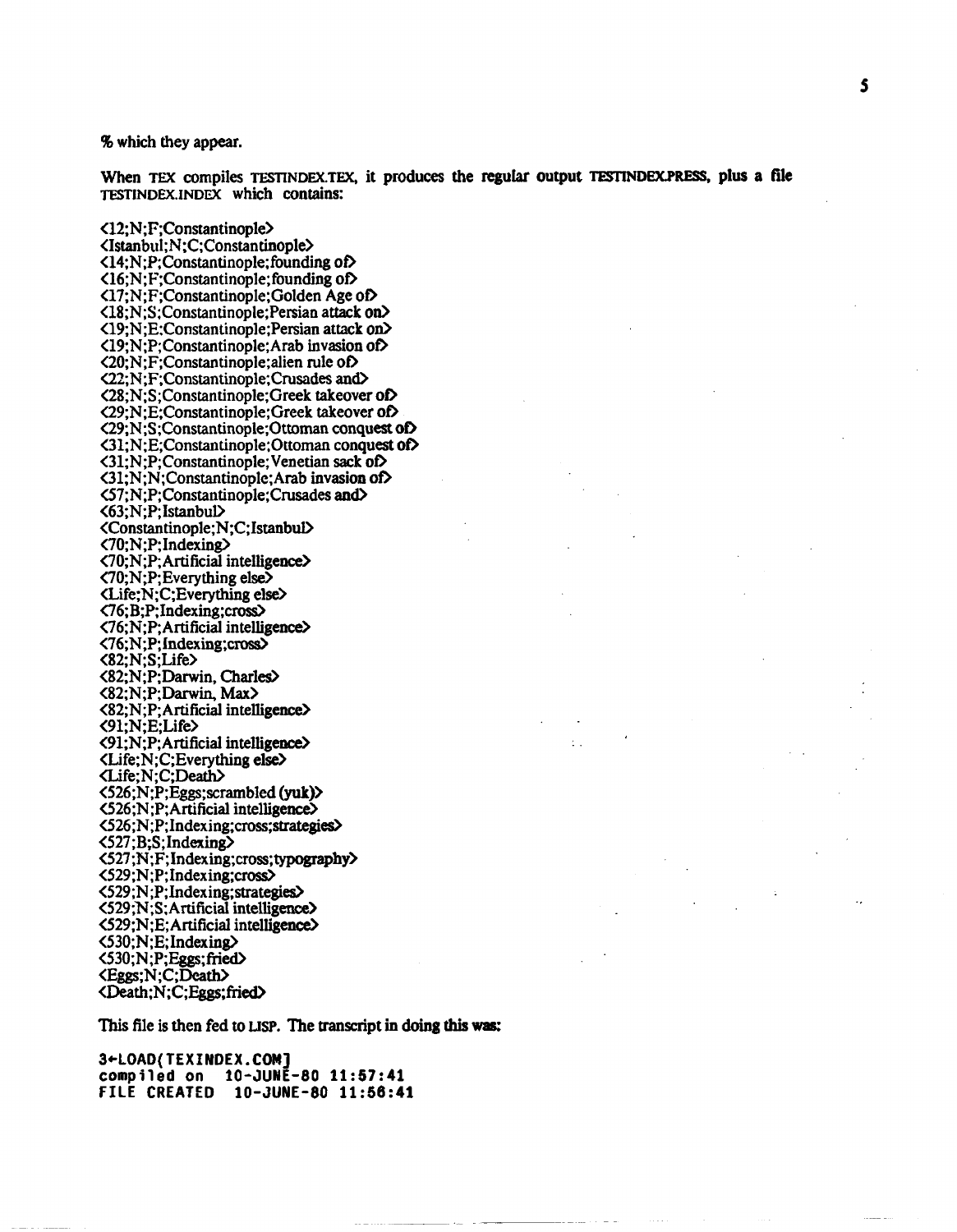% which they appear.

When TEX compiles TESTINDEX.TEX, it produces the regular output TESTINDEX.PRESS, plus a file TESTINDEX.INDEX which contains:

```
<12;N;F;Constantinople>
<Istanbul;N;C;Constantinople>
<14;N;P;Constantinople;founding of>
<16;N;F;Constantinople;founding of>
<17;N;F;Constantinople;Golden Age of>
<18;N;S;Constantinople;Persian attack on>
<19;N;E;Constantinople;Persian attack on>
<19;N;P;Constantinople;Arab invasion of>
<20;N;F;Constantinople;alien rule of>
<22;N;F;Constantinople;Crusades and>
<28;N;S;Constantinople;Greek takeover of>
<29;N;E;Constantinople;Greek takeover of>
<29;N;S;Constantinople;Ottoman conquest of>
<31;N;E;Constantinople;Ottoman conquest of>
<31;N;P;Constantinople;Venetian sack of>
<31;N;N;Constantinople;Arab invasion of>
<57;N;P;Constantinople;Crusades and>
<63;N;P;Istanbul>
<Constantinople;N;C;Istanbul>
<70;N;P;Indexing>
<70;N;P;Artificial intelligence>
<70;N;P;Everything else>
<Life;N;C;Everything else>
<76;B;P;Indexing;cross>
<76;N;P;Artificial intelligence>
<76;N;P;Indexing;cross>
<82;N;S;Life>
<82;N;P;Darwin, Charles>
<82;N;P;Darwin, Max>
<82;N;P;Artificial intelligence>
<91;N;E;Life>
<91;N;P;Artificial intelligence>
<Life;N;C;Everything else>
<Life;N;C;Death>
<526;N;P;Eggs;scrambled (yuk)>
<526;N;P;Artificial intelligence>
<526;N;P;Indexing;cross;strategies>
<527;B;S;Indexing>
<527;N;F;Indexing;cross;typography>
<529;N;P;Indexing;cross>
<529;N;P;Indexing;strategies>
<529;N;S;Artificial intelligence>
<529;N;E;Artificial intelligence>
<530;N;E;Indexing>
<530;N;P;Eggs;fried>
<Eggs;N;C;Death>
<Death;N;C;Eggs;fried>
```

This file is then fed to LISP. The transcript in doing this was:

```
3←LOAD(TEXINDEX.COM]
compiled on  10-JUNE-80 11:57:41
FILE CREATED  10-JUNE-80 11:56:41
```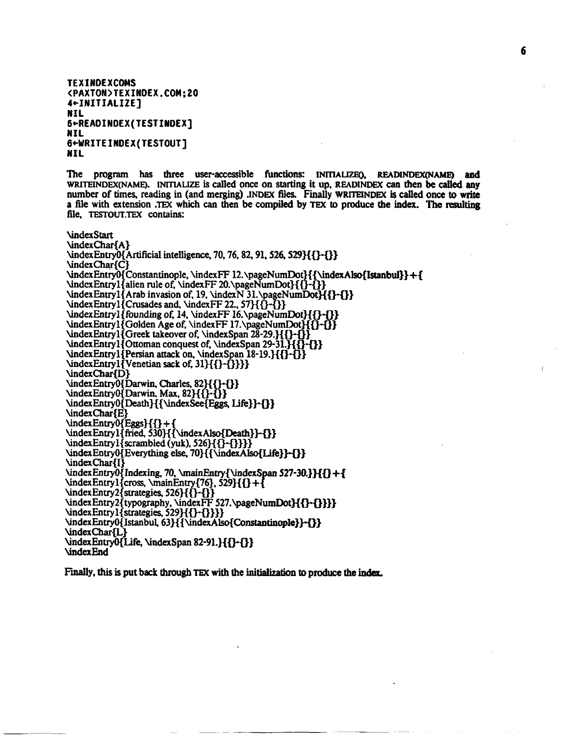```
TEXINDEXCOMS
<PAXTON>TEXINDEX.COM;20
4←INITIALIZE]
NIL
5←READINDEX(TESTINDEX]
NIL
6←WRITEINDEX(TESTOUT]
NIL
```

The program has three user-accessible functions: INITIALIZE(), READINDEX(NAME) and WRITEINDEX(NAME). INITIALIZE is called once on starting it up, READINDEX can then be called any number of times, reading in (and merging) .INDEX files. Finally WRITEINDEX is called once to write a file with extension .TEX which can then be compiled by TEX to produce the index. The resulting file, TESTOUT.TEX contains:

```
\indexStart
\indexChar{A}
\indexEntry0{Artificial intelligence, 70, 76, 82, 91, 526, 529}{{}-{}}
\indexChar{C}
\indexEntry0{Constantinople, \indexFF 12.\pageNumDot}{{\indexAlso{Istanbul}}+{
\indexEntry1{alien rule of, \indexFF 20.\pageNumDot}{{}-{}}
\indexEntry1{Arab invasion of, 19, \indexN 31.\pageNumDot}{{}-{}}
\indexEntry1{Crusades and, \indexFF 22., 57}{{}-{}}
\indexEntry1{founding of, 14, \indexFF 16.\pageNumDot}{{}-{}}
\indexEntry1{Golden Age of, \indexFF 17.\pageNumDot}{{}-{}}
\indexEntry1{Greek takeover of, \indexSpan 28-29.}{{}-{}}
\indexEntry1{Ottoman conquest of, \indexSpan 29-31.}{{}-{}}
\indexEntry1{Persian attack on, \indexSpan 18-19.}{{}-{}}
\indexEntry1{Venetian sack of, 31}{{}-{}}}}
\indexChar{D}
\indexEntry0{Darwin, Charles, 82}{{}-{}}
\indexEntry0{Darwin, Max, 82}{{}-{}}
\indexEntry0{Death}{{\indexSee{Eggs, Life}}-{}}
\indexChar{E}
\indexEntry0{Eggs}{{}+{
\indexEntry1{fried, 530}{{\indexAlso{Death}}-{}}
\indexEntry1{scrambled (yuk), 526}{{}-{}}}}
\indexEntry0{Everything else, 70}{{\indexAlso{Life}}-{}}
\indexChar{I}
\indexEntry0{Indexing, 70, \mainEntry{\indexSpan 527-30.}}{{}+{
\indexEntry1{cross, \mainEntry{76}, 529}{{}+{
\indexEntry2{strategies, 526}{{}-{}}
\indexEntry2{typography, \indexFF 527.\pageNumDot}{{}-{}}}}
\indexEntry1{strategies, 529}{{}-{}}}}
\indexEntry0{Istanbul, 63}{{\indexAlso{Constantinople}}-{}}
\indexChar{L}
\indexEntry0{Life, \indexSpan 82-91.}{{}-{}}
\indexEnd
```

**Finally, this is put back through TEX with the initialization to produce the index.**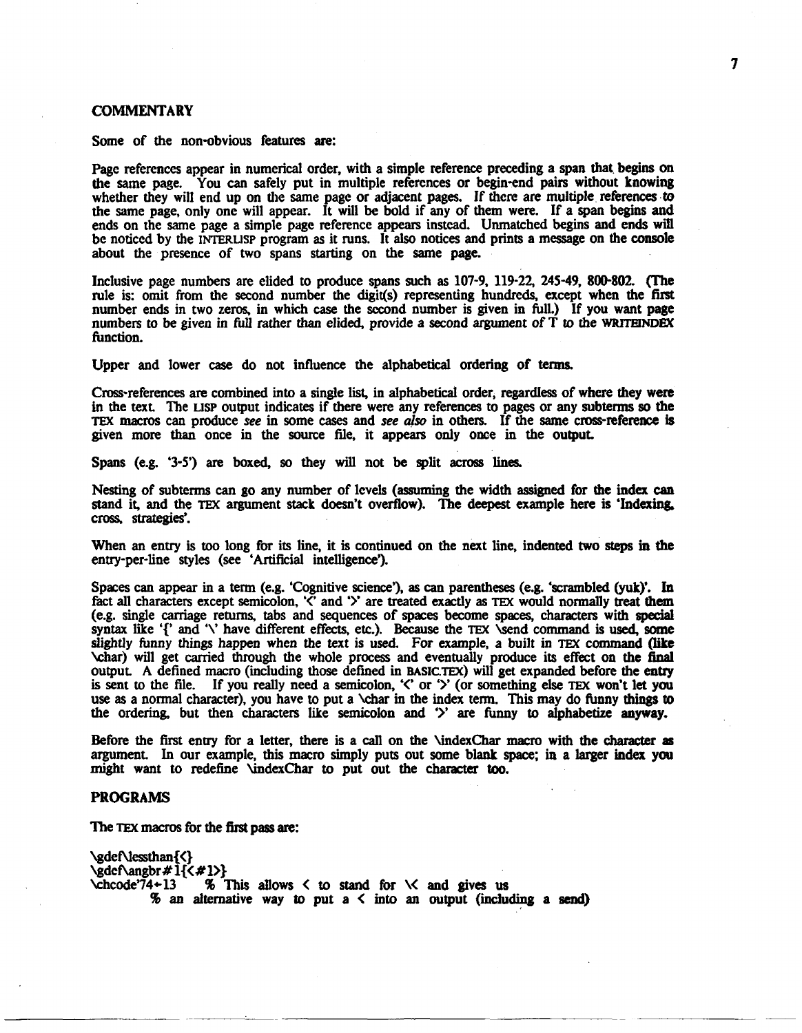## COMMENTARY

Some of the non-obvious features are:

Page references appear in numerical order, with a simple reference preceding a span that begins on the same page. You can safely put in multiple references or begin-end pairs without knowing whether they will end up on the same page or adjacent pages. If there are multiple references to the same page, only one will appear. It will be bold if any of them were. If a span begins and ends on the same page a simple page reference appears instead. Unmatched begins and ends will be noticed by the INTERLISP program as it runs. It also notices and prints a message on the console about the presence of two spans starting on the same page.

Inclusive page numbers are elided to produce spans such as 107-9, 119-22, 245-49, 800-802. (The rule is: omit from the second number the digit(s) representing hundreds, except when the first number ends in two zeros, in which case the second number is given in full.) If you want page numbers to be given in full rather than elided, provide a second argument of T to the WRITEINDEX function.

Upper and lower case do not influence the alphabetical ordering of terms.

Cross-references are combined into a single list, in alphabetical order, regardless of where they were in the text. The LISP output indicates if there were any references to pages or any subterms so the TEX macros can produce *see* in some cases and *see also* in others. If the same cross-reference is given more than once in the source file, it appears only once in the output.

Spans (e.g. '3-5') are boxed, so they will not be split across lines.

Nesting of subterms can go any number of levels (assuming the width assigned for the index can stand it, and the TEX argument stack doesn't overflow). The deepest example here is 'Indexing, cross, strategies'.

When an entry is too long for its line, it is continued on the next line, indented two steps in the entry-per-line styles (see 'Artificial intelligence').

Spaces can appear in a term (e.g. 'Cognitive science'), as can parentheses (e.g. 'scrambled (yuk)'. In fact all characters except semicolon, '<' and '>' are treated exactly as TEX would normally treat them (e.g. single carriage returns, tabs and sequences of spaces become spaces, characters with special syntax like '{' and '\' have different effects, etc.). Because the TEX \send command is used, some slightly funny things happen when the text is used. For example, a built in TEX command (like \char) will get carried through the whole process and eventually produce its effect on the final output. A defined macro (including those defined in BASIC.TEX) will get expanded before the entry is sent to the file. If you really need a semicolon, '<' or '>' (or something else TEX won't let you use as a normal character), you have to put a \char in the index term. This may do funny things to the ordering, but then characters like semicolon and '>' are funny to alphabetize anyway.

Before the first entry for a letter, there is a call on the \indexChar macro with the character as argument. In our example, this macro simply puts out some blank space; in a larger index you might want to redefine \indexChar to put out the character too.

## PROGRAMS

The TEX macros for the first pass are:

```
\gdef\lessthan{<}
\gdef\angbr#1{<#1>}
\chcode'74←13     % This allows < to stand for \< and gives us
        % an alternative way to put a < into an output (including a send)
```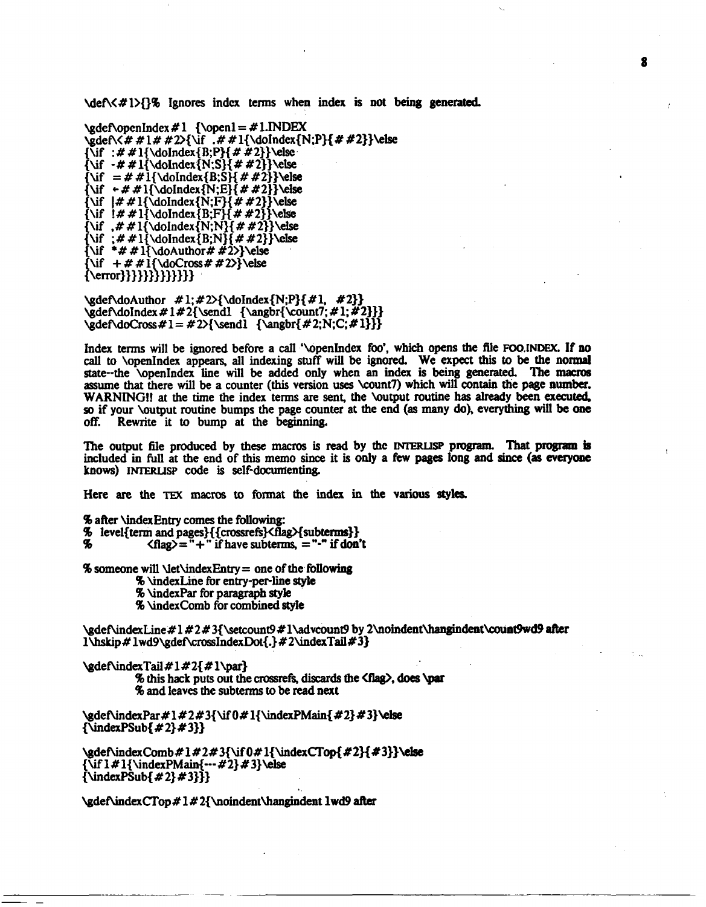```
\def\<#1>{}% Ignores index terms when index is not being generated.
```

```
\gdef\openIndex#1 {\openl=#1.INDEX
\gdef\<##1##2>{\if .##1{\doIndex{N;P}{##2}}\else
{\if :##1{\doIndex{B;P}{##2}}\else
{\if -##1{\doIndex{N;S}{##2}}\else
{\if =##1{\doIndex{B;S}{##2}}\else
{\if ←##1{\doIndex{N;E}{##2}}\else
{\if |##1{\doIndex{N;F}{##2}}\else
{\if !##1{\doIndex{B;F}{##2}}\else
{\if ,##1{\doIndex{N;N}{##2}}\else
{\if ;##1{\doIndex{B;N}{##2}}\else
{\if *##1{\doAuthor##2>}\else
{\if +##1{\doCross##2>}\else
{\error}}}}}}}}}}}}}
```

```
\gdef\doAuthor #1;#2>{\doIndex{N;P}{#1, #2}}
\gdef\doIndex#1#2{\sendl {\angbr{\count7;#1;#2}}}
\gdef\doCross#1=#2>{\sendl {\angbr{#2;N;C;#1}}}
```

Index terms will be ignored before a call '\openIndex foo', which opens the file FOO.INDEX. If no call to \openIndex appears, all indexing stuff will be ignored. We expect this to be the normal state--the \openIndex line will be added only when an index is being generated. The macros assume that there will be a counter (this version uses \count7) which will contain the page number. WARNING!! at the time the index terms are sent, the \output routine has already been executed, so if your \output routine bumps the page counter at the end (as many do), everything will be one off. Rewrite it to bump at the beginning.

The output file produced by these macros is read by the INTERLISP program. That program is included in full at the end of this memo since it is only a few pages long and since (as everyone knows) INTERLISP code is self-documenting.

Here are the TEX macros to format the index in the various styles.

```
% after \indexEntry comes the following:
%  level{term and pages}{{crossrefs}<flag>{subterms}}
%          <flag>="+" if have subterms, ="-" if don't

% someone will \let\indexEntry= one of the following
        % \indexLine for entry-per-line style
        % \indexPar for paragraph style
        % \indexComb for combined style

\gdef\indexLine#1#2#3{\setcount9#1\advcount9 by 2\noindent\hangindent\count9wd9 after
1\hskip#1wd9\gdef\crossIndexDot{.}#2\indexTail#3}

\gdef\indexTail#1#2{#1\par}
        % this hack puts out the crossrefs, discards the <flag>, does \par
        % and leaves the subterms to be read next

\gdef\indexPar#1#2#3{\if0#1{\indexPMain{#2}#3}\else
{\indexPSub{#2}#3}}

\gdef\indexComb#1#2#3{\if0#1{\indexCTop{#2}{#3}}\else
{\if1#1{\indexPMain{---#2}#3}\else
{\indexPSub{#2}#3}}}

\gdef\indexCTop#1#2{\noindent\hangindent 1wd9 after
```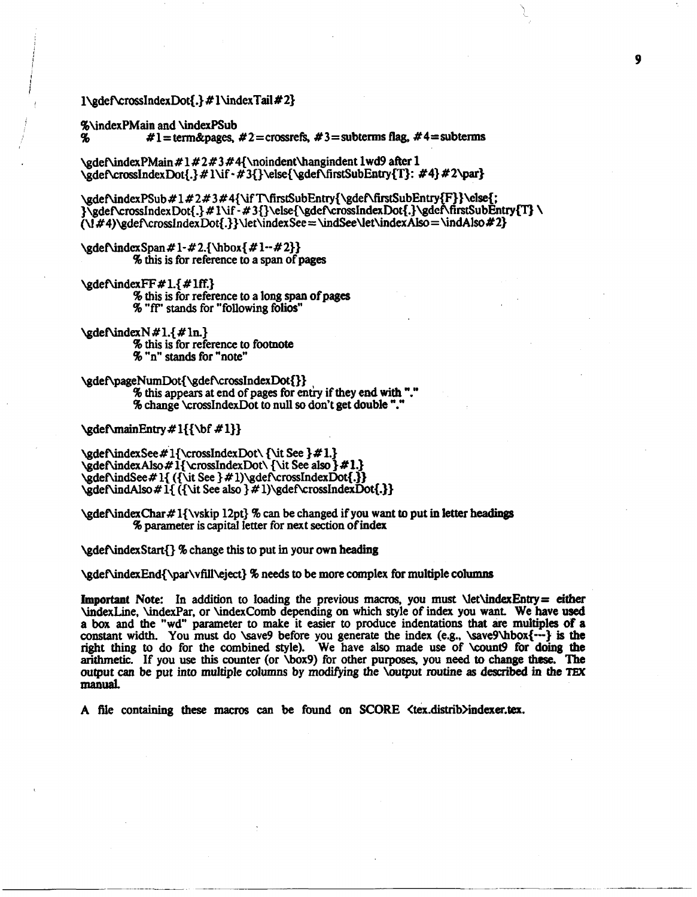```
1\gdef\crossIndexDot{.}#1\indexTail#2}

%\indexPMain and \indexPSub
%           #1=term&pages, #2=crossrefs, #3=subterms flag, #4=subterms

\gdef\indexPMain#1#2#3#4{\noindent\hangindent 1wd9 after 1
\gdef\crossIndexDot{.}#1\if-#3{}\else{\gdef\firstSubEntry{T}: #4}#2\par}

\gdef\indexPSub#1#2#3#4{\if T\firstSubEntry{\gdef\firstSubEntry{F}}\else{;
}\gdef\crossIndexDot{.}#1\if-#3{}\else{\gdef\crossIndexDot{.}\gdef\firstSubEntry{T} \
(\I#4)\gdef\crossIndexDot{.}}\let\indexSee=\indSee\let\indexAlso=\indAlso#2}

\gdef\indexSpan#1-#2.{\hbox{#1--#2}}
        % this is for reference to a span of pages

\gdef\indexFF#1.{#1ff.}
        % this is for reference to a long span of pages
        % "ff" stands for "following folios"

\gdef\indexN#1.{#1n.}
        % this is for reference to footnote
        % "n" stands for "note"

\gdef\pageNumDot{\gdef\crossIndexDot{}}
        % this appears at end of pages for entry if they end with "."
        % change \crossIndexDot to null so don't get double "."

\gdef\mainEntry#1{{\bf #1}}

\gdef\indexSee#1{\crossIndexDot\ {\it See }#1.}
\gdef\indexAlso#1{\crossIndexDot\ {\it See also }#1.}
\gdef\indSee#1{ ({\it See }#1)\gdef\crossIndexDot{.}}
\gdef\indAlso#1{ ({\it See also }#1)\gdef\crossIndexDot{.}}

\gdef\indexChar#1{\vskip 12pt} % can be changed if you want to put in letter headings
        % parameter is capital letter for next section of index

\gdef\indexStart{} % change this to put in your own heading

\gdef\indexEnd{\par\vfill\eject} % needs to be more complex for multiple columns
```

**Important Note:** In addition to loading the previous macros, you must \let\indexEntry= either \indexLine, \indexPar, or \indexComb depending on which style of index you want. We have used a box and the "wd" parameter to make it easier to produce indentations that are multiples of a constant width. You must do \save9 before you generate the index (e.g., \save9\hbox{---} is the right thing to do for the combined style). We have also made use of \count9 for doing the arithmetic. If you use this counter (or \box9) for other purposes, you need to change these. The output can be put into multiple columns by modifying the \output routine as described in the TEX manual.

A file containing these macros can be found on SCORE <tex.distrib>indexer.tex.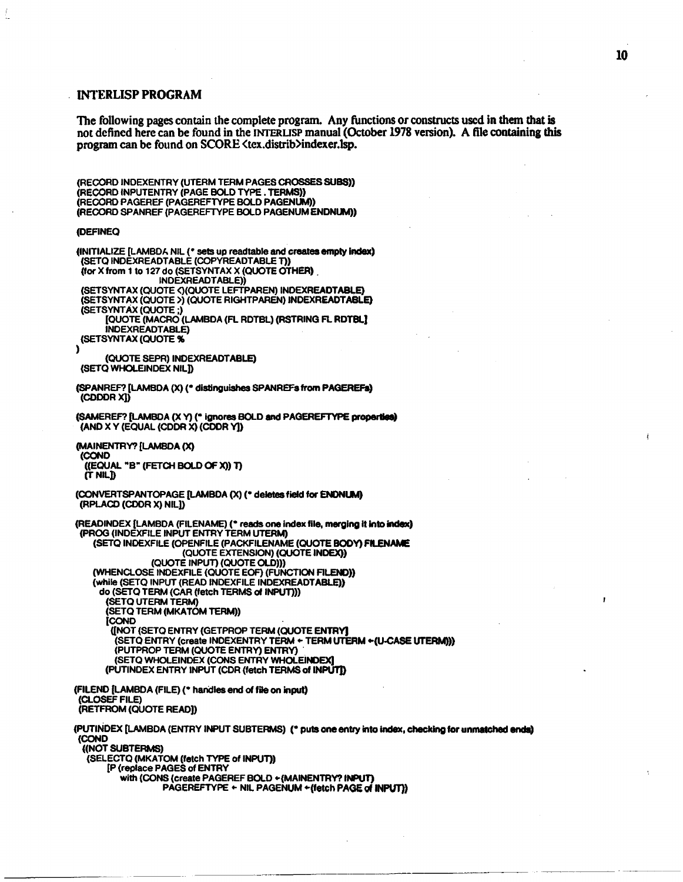## INTERLISP PROGRAM

The following pages contain the complete program. Any functions or constructs used in them that is not defined here can be found in the INTERLISP manual (October 1978 version). A file containing this program can be found on SCORE <tex.distrib>indexer.lsp.

```
(RECORD INDEXENTRY (UTERM TERM PAGES CROSSES SUBS))
(RECORD INPUTENTRY (PAGE BOLD TYPE . TERMS))
(RECORD PAGEREF (PAGEREFTYPE BOLD PAGENUM))
(RECORD SPANREF (PAGEREFTYPE BOLD PAGENUM ENDNUM))

(DEFINEQ

(INITIALIZE [LAMBDA NIL (* sets up readtable and creates empty index)
 (SETQ INDEXREADTABLE (COPYREADTABLE T))
 (for X from 1 to 127 do (SETSYNTAX X (QUOTE OTHER)
                 INDEXREADTABLE))
 (SETSYNTAX (QUOTE <)(QUOTE LEFTPAREN) INDEXREADTABLE)
 (SETSYNTAX (QUOTE >) (QUOTE RIGHTPAREN) INDEXREADTABLE)
 (SETSYNTAX (QUOTE ;)
       [QUOTE (MACRO (LAMBDA (FL RDTBL) (RSTRING FL RDTBL]
       INDEXREADTABLE)
 (SETSYNTAX (QUOTE %
)
       (QUOTE SEPR) INDEXREADTABLE)
 (SETQ WHOLEINDEX NIL])

(SPANREF? [LAMBDA (X) (* distinguishes SPANREFs from PAGEREFs)
 (CDDDR X)])

(SAMEREF? [LAMBDA (X Y) (* ignores BOLD and PAGEREFTYPE properties)
 (AND X Y (EQUAL (CDDR X) (CDDR Y])

(MAINENTRY? [LAMBDA (X)
 (COND
  ((EQUAL "B" (FETCH BOLD OF X)) T)
  (T NIL])

(CONVERTSPANTOPAGE [LAMBDA (X) (* deletes field for ENDNUM)
 (RPLACD (CDDR X) NIL])

(READINDEX [LAMBDA (FILENAME) (* reads one index file, merging it into index)
 (PROG (INDEXFILE INPUT ENTRY TERM UTERM)
    (SETQ INDEXFILE (OPENFILE (PACKFILENAME (QUOTE BODY) FILENAME
                    (QUOTE EXTENSION) (QUOTE INDEX))
              (QUOTE INPUT) (QUOTE OLD)))
    (WHENCLOSE INDEXFILE (QUOTE EOF) (FUNCTION FILEND))
    (while (SETQ INPUT (READ INDEXFILE INDEXREADTABLE))
     do (SETQ TERM (CAR (fetch TERMS of INPUT)))
       (SETQ UTERM TERM)
       (SETQ TERM (MKATOM TERM))
       [COND
        ([NOT (SETQ ENTRY (GETPROP TERM (QUOTE ENTRY]
         (SETQ ENTRY (create INDEXENTRY TERM ← TERM UTERM ←(U-CASE UTERM)))
         (PUTPROP TERM (QUOTE ENTRY) ENTRY)
         (SETQ WHOLEINDEX (CONS ENTRY WHOLEINDEX]
       (PUTINDEX ENTRY INPUT (CDR (fetch TERMS of INPUT])

(FILEND [LAMBDA (FILE) (* handles end of file on input)
 (CLOSEF FILE)
 (RETFROM (QUOTE READ])

(PUTINDEX [LAMBDA (ENTRY INPUT SUBTERMS) (* puts one entry into index, checking for unmatched ends)
 (COND
  ((NOT SUBTERMS)
   (SELECTQ (MKATOM (fetch TYPE of INPUT))
       [P (replace PAGES of ENTRY
          with (CONS (create PAGEREF BOLD ←(MAINENTRY? INPUT)
                 PAGEREFTYPE ← NIL PAGENUM ←(fetch PAGE of INPUT))
```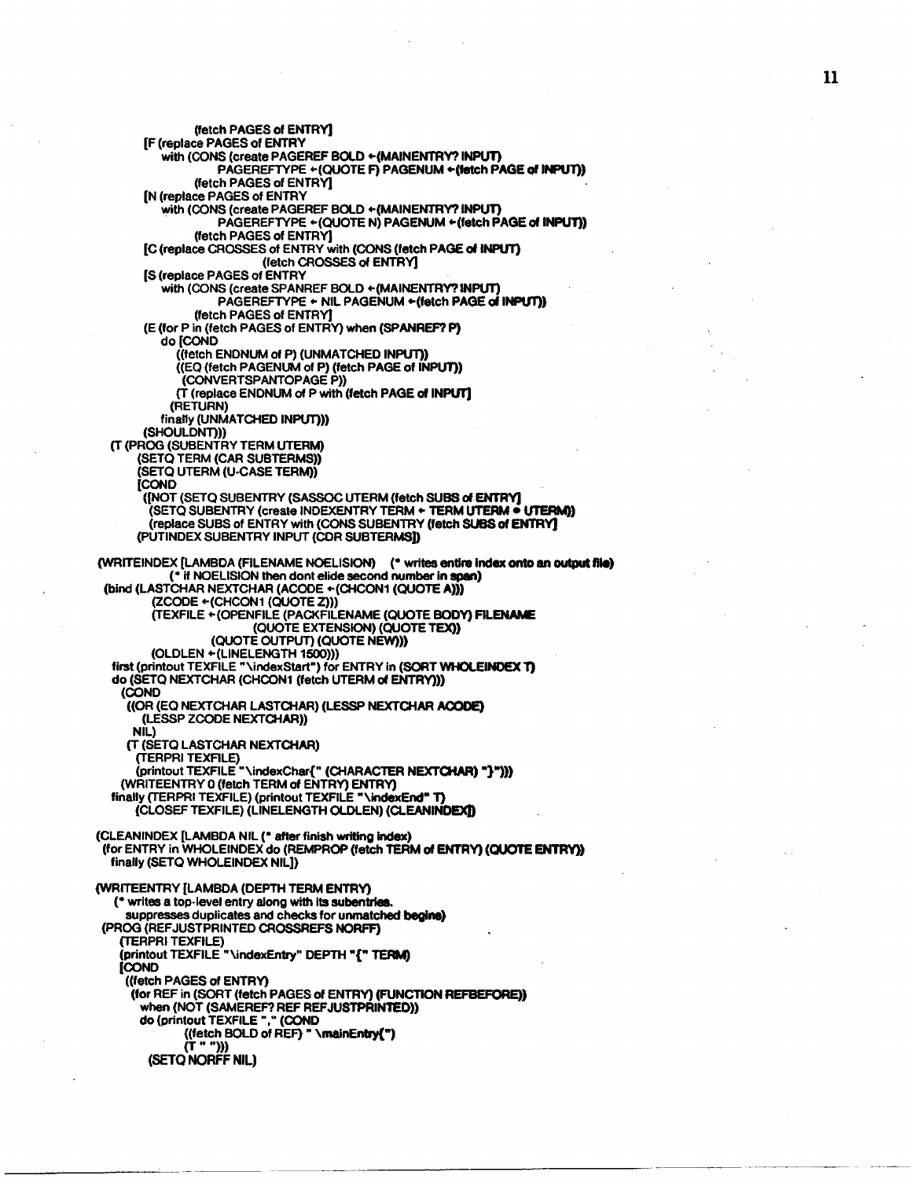```
                (fetch PAGES of ENTRY]
        [F (replace PAGES of ENTRY
            with (CONS (create PAGEREF BOLD ←(MAINENTRY? INPUT)
                    PAGEREFTYPE ←(QUOTE F) PAGENUM ←(fetch PAGE of INPUT))
                (fetch PAGES of ENTRY]
        [N (replace PAGES of ENTRY
            with (CONS (create PAGEREF BOLD ←(MAINENTRY? INPUT)
                    PAGEREFTYPE ←(QUOTE N) PAGENUM ←(fetch PAGE of INPUT))
                (fetch PAGES of ENTRY]
        [C (replace CROSSES of ENTRY with (CONS (fetch PAGE of INPUT)
                            (fetch CROSSES of ENTRY]
        [S (replace PAGES of ENTRY
            with (CONS (create SPANREF BOLD ←(MAINENTRY? INPUT)
                    PAGEREFTYPE ← NIL PAGENUM ←(fetch PAGE of INPUT))
                (fetch PAGES of ENTRY]
        (E (for P in (fetch PAGES of ENTRY) when (SPANREF? P)
            do [COND
                ((fetch ENDNUM of P) (UNMATCHED INPUT))
                ((EQ (fetch PAGENUM of P) (fetch PAGE of INPUT))
                 (CONVERTSPANTOPAGE P))
                (T (replace ENDNUM of P with (fetch PAGE of INPUT]
              (RETURN)
            finally (UNMATCHED INPUT)))
        (SHOULDNT)))
  (T (PROG (SUBENTRY TERM UTERM)
        (SETQ TERM (CAR SUBTERMS))
        (SETQ UTERM (U-CASE TERM))
        [COND
          ([NOT (SETQ SUBENTRY (SASSOC UTERM (fetch SUBS of ENTRY]
           (SETQ SUBENTRY (create INDEXENTRY TERM ← TERM UTERM ← UTERM))
           (replace SUBS of ENTRY with (CONS SUBENTRY (fetch SUBS of ENTRY]
        (PUTINDEX SUBENTRY INPUT (CDR SUBTERMS])

(WRITEINDEX [LAMBDA (FILENAME NOELISION)    (* writes entire index onto an output file)
            (* if NOELISION then dont elide second number in span)
  (bind (LASTCHAR NEXTCHAR (ACODE ←(CHCON1 (QUOTE A)))
         (ZCODE ←(CHCON1 (QUOTE Z)))
         (TEXFILE ←(OPENFILE (PACKFILENAME (QUOTE BODY) FILENAME
                        (QUOTE EXTENSION) (QUOTE TEX))
                    (QUOTE OUTPUT) (QUOTE NEW)))
         (OLDLEN ←(LINELENGTH 1500)))
   first (printout TEXFILE "\indexStart") for ENTRY in (SORT WHOLEINDEX T)
   do (SETQ NEXTCHAR (CHCON1 (fetch UTERM of ENTRY)))
     (COND
       ((OR (EQ NEXTCHAR LASTCHAR) (LESSP NEXTCHAR ACODE)
          (LESSP ZCODE NEXTCHAR))
        NIL)
       (T (SETQ LASTCHAR NEXTCHAR)
          (TERPRI TEXFILE)
          (printout TEXFILE "\indexChar{" (CHARACTER NEXTCHAR) "}")))
     (WRITEENTRY 0 (fetch TERM of ENTRY) ENTRY)
   finally (TERPRI TEXFILE) (printout TEXFILE "\indexEnd" T)
        (CLOSEF TEXFILE) (LINELENGTH OLDLEN) (CLEANINDEX])

(CLEANINDEX [LAMBDA NIL (* after finish writing index)
  (for ENTRY in WHOLEINDEX do (REMPROP (fetch TERM of ENTRY) (QUOTE ENTRY))
   finally (SETQ WHOLEINDEX NIL])

(WRITEENTRY [LAMBDA (DEPTH TERM ENTRY)
    (* writes a top-level entry along with its subentries.
       suppresses duplicates and checks for unmatched begins)
  (PROG (REFJUSTPRINTED CROSSREFS NORFF)
     (TERPRI TEXFILE)
     (printout TEXFILE "\indexEntry" DEPTH "{" TERM)
     [COND
       ((fetch PAGES of ENTRY)
        (for REF in (SORT (fetch PAGES of ENTRY) (FUNCTION REFBEFORE))
         when (NOT (SAMEREF? REF REFJUSTPRINTED))
         do (printout TEXFILE "," (COND
                ((fetch BOLD of REF) " \mainEntry{")
                (T " ")))
          (SETQ NORFF NIL)
```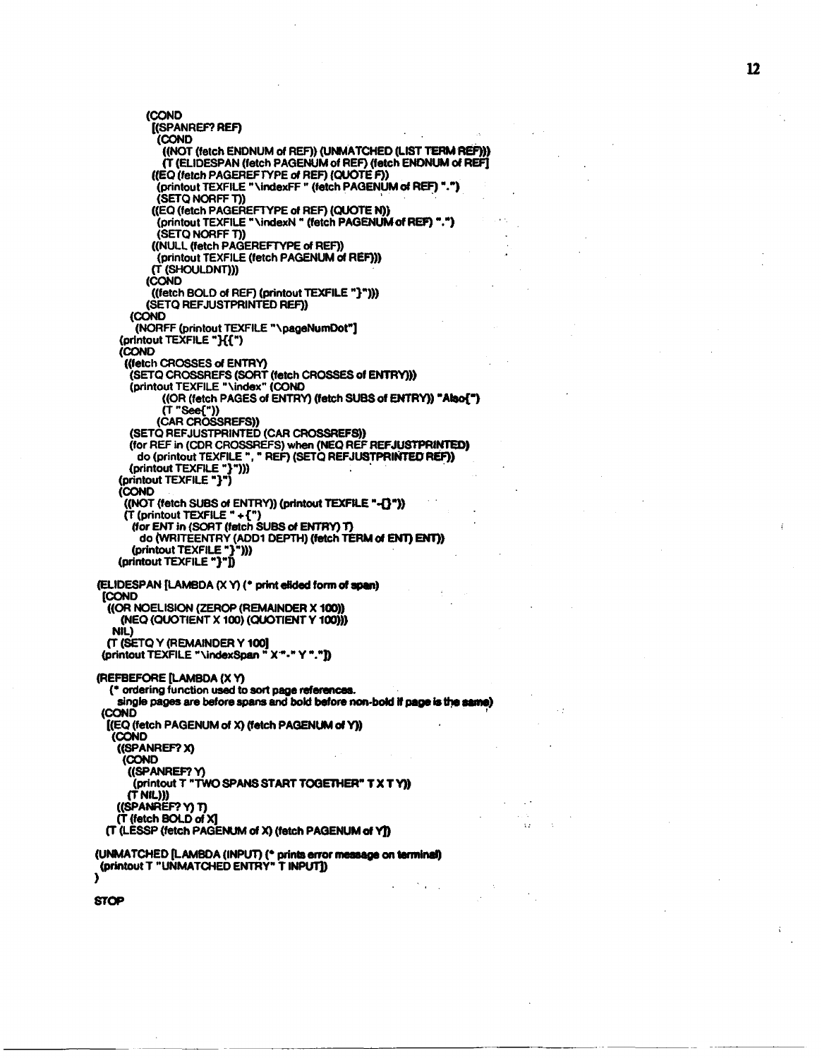```
          (COND
           [(SPANREF? REF)
            (COND
             ((NOT (fetch ENDNUM of REF)) (UNMATCHED (LIST TERM REF)))
             (T (ELIDESPAN (fetch PAGENUM of REF) (fetch ENDNUM of REF]
           ((EQ (fetch PAGEREFTYPE of REF) (QUOTE F))
            (printout TEXFILE "\indexFF " (fetch PAGENUM of REF) ".")
            (SETQ NORFF T))
           ((EQ (fetch PAGEREFTYPE of REF) (QUOTE N))
            (printout TEXFILE "\indexN " (fetch PAGENUM of REF) ".")
            (SETQ NORFF T))
           ((NULL (fetch PAGEREFTYPE of REF))
            (printout TEXFILE (fetch PAGENUM of REF)))
           (T (SHOULDNT)))
          (COND
           ((fetch BOLD of REF) (printout TEXFILE "}")))
          (SETQ REFJUSTPRINTED REF))
      (COND
       (NORFF (printout TEXFILE "\pageNumDot"]
    (printout TEXFILE "}{{")
    (COND
     ((fetch CROSSES of ENTRY)
      (SETQ CROSSREFS (SORT (fetch CROSSES of ENTRY)))
      (printout TEXFILE "\index" (COND
             ((OR (fetch PAGES of ENTRY) (fetch SUBS of ENTRY)) "Also{")
             (T "See{"))
            (CAR CROSSREFS))
      (SETQ REFJUSTPRINTED (CAR CROSSREFS))
      (for REF in (CDR CROSSREFS) when (NEQ REF REFJUSTPRINTED)
        do (printout TEXFILE ", " REF) (SETQ REFJUSTPRINTED REF))
      (printout TEXFILE "}")))
    (printout TEXFILE "}")
    (COND
     ((NOT (fetch SUBS of ENTRY)) (printout TEXFILE "-{}"))
     (T (printout TEXFILE " +{")
       (for ENT in (SORT (fetch SUBS of ENTRY) T)
         do (WRITEENTRY (ADD1 DEPTH) (fetch TERM of ENT) ENT))
       (printout TEXFILE "}")))
    (printout TEXFILE "}"])

(ELIDESPAN [LAMBDA (X Y) (* print elided form of span)
  [COND
   ((OR NOELISION (ZEROP (REMAINDER X 100))
      (NEQ (QUOTIENT X 100) (QUOTIENT Y 100)))
    NIL)
   (T (SETQ Y (REMAINDER Y 100]
  (printout TEXFILE "\indexSpan " X "-" Y "."])

(REFBEFORE [LAMBDA (X Y)
   (* ordering function used to sort page references.
     single pages are before spans and bold before non-bold if page is the same)
  (COND
   [(EQ (fetch PAGENUM of X) (fetch PAGENUM of Y))
    (COND
     ((SPANREF? X)
      (COND
       ((SPANREF? Y)
        (printout T "TWO SPANS START TOGETHER" T X T Y))
       (T NIL)))
     ((SPANREF? Y) T)
     (T (fetch BOLD of X]
   (T (LESSP (fetch PAGENUM of X) (fetch PAGENUM of Y])

(UNMATCHED [LAMBDA (INPUT) (* prints error message on terminal)
  (printout T "UNMATCHED ENTRY" T INPUT])
)

STOP
```